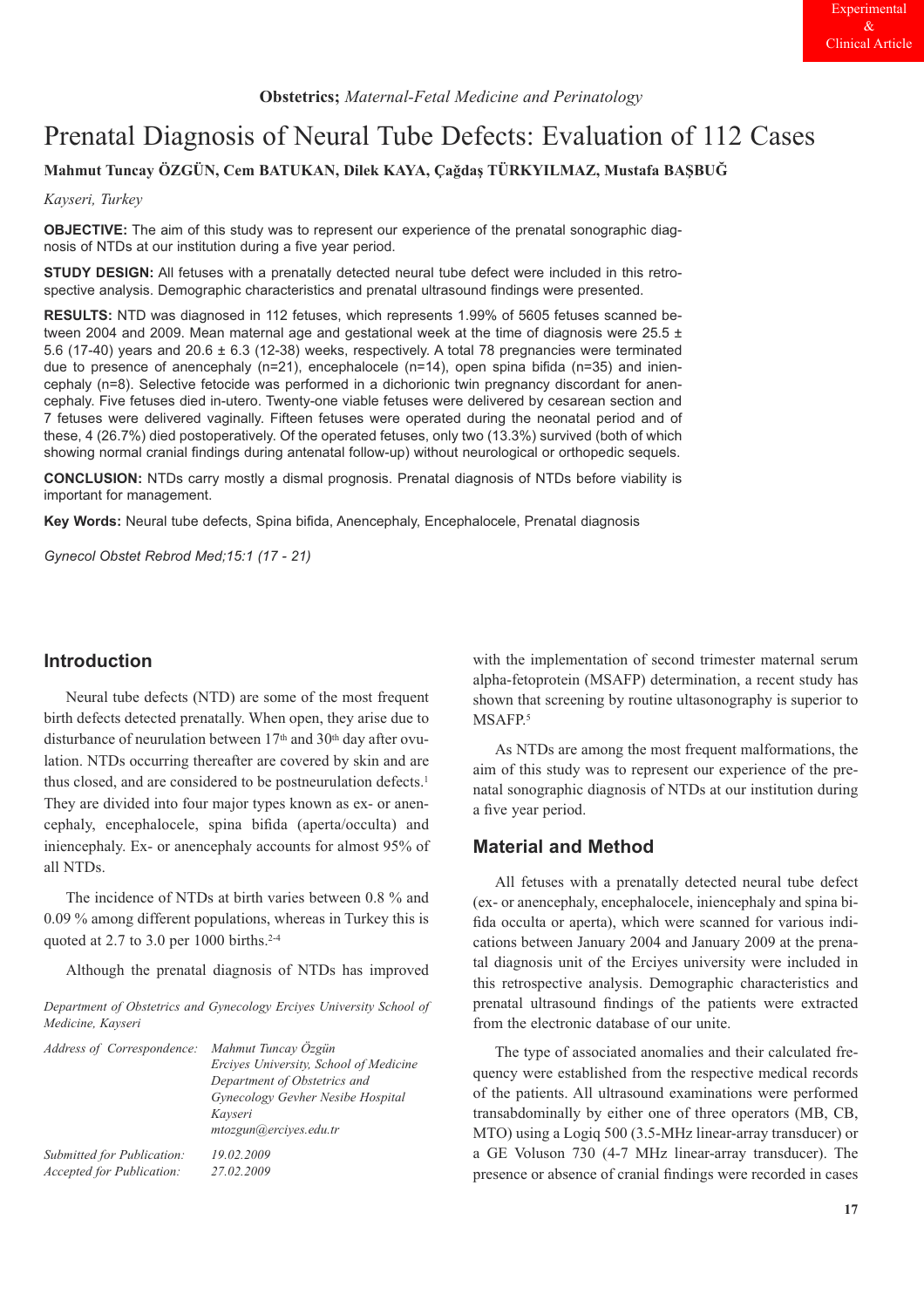Experimental & Clinical Article

**Obstetrics;** *Maternal-Fetal Medicine and Perinatology*

# Prenatal Diagnosis of Neural Tube Defects: Evaluation of 112 Cases

**Mahmut Tuncay ÖZGÜN, Cem BATUKAN, Dilek KAYA, Çağdaş TÜRKYILMAZ, Mustafa BAŞBUĞ**

*Kayseri, Turkey*

**OBJECTIVE:** The aim of this study was to represent our experience of the prenatal sonographic diagnosis of NTDs at our institution during a five year period.

**STUDY DESIGN:** All fetuses with a prenatally detected neural tube defect were included in this retrospective analysis. Demographic characteristics and prenatal ultrasound findings were presented.

**RESULTS:** NTD was diagnosed in 112 fetuses, which represents 1.99% of 5605 fetuses scanned between 2004 and 2009. Mean maternal age and gestational week at the time of diagnosis were 25.5 ± 5.6 (17-40) years and 20.6 ± 6.3 (12-38) weeks, respectively. A total 78 pregnancies were terminated due to presence of anencephaly (n=21), encephalocele (n=14), open spina bifida (n=35) and iniencephaly (n=8). Selective fetocide was performed in a dichorionic twin pregnancy discordant for anencephaly. Five fetuses died in-utero. Twenty-one viable fetuses were delivered by cesarean section and 7 fetuses were delivered vaginally. Fifteen fetuses were operated during the neonatal period and of these, 4 (26.7%) died postoperatively. Of the operated fetuses, only two (13.3%) survived (both of which showing normal cranial findings during antenatal follow-up) without neurological or orthopedic sequels.

**CONCLUSION:** NTDs carry mostly a dismal prognosis. Prenatal diagnosis of NTDs before viability is important for management.

**Key Words:** Neural tube defects, Spina bifida, Anencephaly, Encephalocele, Prenatal diagnosis

*Gynecol Obstet Rebrod Med;15:1 (17 - 21)*

## Introduction

Neural tube defects (NTD) are some of the most frequent birth defects detected prenatally. When open, they arise due to disturbance of neurulation between 17th and 30th day after ovulation. NTDs occurring thereafter are covered by skin and are thus closed, and are considered to be postneurulation defects.[1] They are divided into four major types known as ex- or anencephaly, encephalocele, spina bifida (aperta/occulta) and iniencephaly. Ex- or anencephaly accounts for almost 95% of all NTDs.

The incidence of NTDs at birth varies between 0.8 % and 0.09 % among different populations, whereas in Turkey this is quoted at 2.7 to 3.0 per 1000 births.[2-4]

Although the prenatal diagnosis of NTDs has improved with the implementation of second trimester maternal serum alpha-fetoprotein (MSAFP) determination, a recent study has shown that screening by routine ultasonography is superior to MSAFP.[5]

As NTDs are among the most frequent malformations, the aim of this study was to represent our experience of the prenatal sonographic diagnosis of NTDs at our institution during a five year period.

## Material and Method

All fetuses with a prenatally detected neural tube defect (ex- or anencephaly, encephalocele, iniencephaly and spina bifida occulta or aperta), which were scanned for various indications between January 2004 and January 2009 at the prenatal diagnosis unit of the Erciyes university were included in this retrospective analysis. Demographic characteristics and prenatal ultrasound findings of the patients were extracted from the electronic database of our unite.

The type of associated anomalies and their calculated frequency were established from the respective medical records of the patients. All ultrasound examinations were performed transabdominally by either one of three operators (MB, CB, MTO) using a Logiq 500 (3.5-MHz linear-array transducer) or a GE Voluson 730 (4-7 MHz linear-array transducer). The presence or absence of cranial findings were recorded in cases

*Department of Obstetrics and Gynecology Erciyes University School of Medicine, Kayseri*

*Address of Correspondence:* Mahmut Tuncay Özgün
Erciyes University, School of Medicine
Department of Obstetrics and
Gynecology Gevher Nesibe Hospital
Kayseri
mtozgun@erciyes.edu.tr

*Submitted for Publication:* 19.02.2009
*Accepted for Publication:* 27.02.2009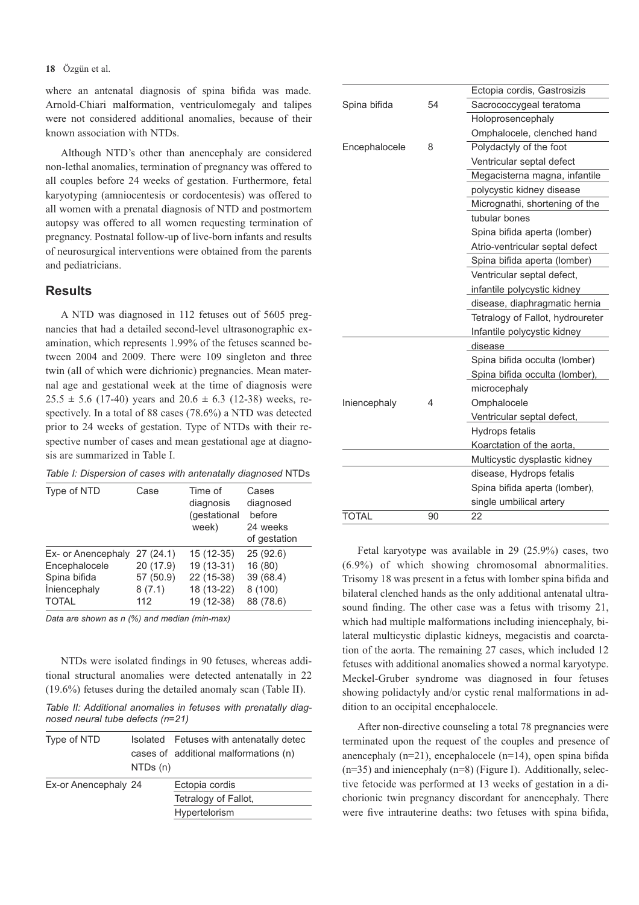where an antenatal diagnosis of spina bifida was made. Arnold-Chiari malformation, ventriculomegaly and talipes were not considered additional anomalies, because of their known association with NTDs.

Although NTD's other than anencephaly are considered non-lethal anomalies, termination of pregnancy was offered to all couples before 24 weeks of gestation. Furthermore, fetal karyotyping (amniocentesis or cordocentesis) was offered to all women with a prenatal diagnosis of NTD and postmortem autopsy was offered to all women requesting termination of pregnancy. Postnatal follow-up of live-born infants and results of neurosurgical interventions were obtained from the parents and pediatricians.

## Results

A NTD was diagnosed in 112 fetuses out of 5605 pregnancies that had a detailed second-level ultrasonographic examination, which represents 1.99% of the fetuses scanned between 2004 and 2009. There were 109 singleton and three twin (all of which were dichrionic) pregnancies. Mean maternal age and gestational week at the time of diagnosis were 25.5 ± 5.6 (17-40) years and 20.6 ± 6.3 (12-38) weeks, respectively. In a total of 88 cases (78.6%) a NTD was detected prior to 24 weeks of gestation. Type of NTDs with their respective number of cases and mean gestational age at diagnosis are summarized in Table I.

*Table I: Dispersion of cases with antenatally diagnosed NTDs*

| Type of NTD | Case | Time of diagnosis (gestational week) | Cases diagnosed before 24 weeks of gestation |
|---|---|---|---|
| Ex- or Anencephaly | 27 (24.1) | 15 (12-35) | 25 (92.6) |
| Encephalocele | 20 (17.9) | 19 (13-31) | 16 (80) |
| Spina bifida | 57 (50.9) | 22 (15-38) | 39 (68.4) |
| İniencephaly | 8 (7.1) | 18 (13-22) | 8 (100) |
| TOTAL | 112 | 19 (12-38) | 88 (78.6) |

*Data are shown as n (%) and median (min-max)*

NTDs were isolated findings in 90 fetuses, whereas additional structural anomalies were detected antenatally in 22 (19.6%) fetuses during the detailed anomaly scan (Table II).

*Table II: Additional anomalies in fetuses with prenatally diagnosed neural tube defects (n=21)*

| Type of NTD | Isolated cases of NTDs (n) | Fetuses with antenatally detec additional malformations (n) |
|---|---|---|
| Ex-or Anencephaly | 24 | Ectopia cordis |
| | | Tetralogy of Fallot, Hypertelorism |
| | | Ectopia cordis, Gastrosizis |
| Spina bifida | 54 | Sacrococcygeal teratoma |
| | | Holoprosencephaly |
| | | Omphalocele, clenched hand |
| Encephalocele | 8 | Polydactyly of the foot |
| | | Ventricular septal defect |
| | | Megacisterna magna, infantile polycystic kidney disease |
| | | Micrognathi, shortening of the tubular bones |
| | | Spina bifida aperta (lomber) |
| | | Atrio-ventricular septal defect |
| | | Spina bifida aperta (lomber) |
| | | Ventricular septal defect, infantile polycystic kidney disease, diaphragmatic hernia |
| | | Tetralogy of Fallot, hydroureter |
| | | Infantile polycystic kidney disease |
| | | Spina bifida occulta (lomber) |
| | | Spina bifida occulta (lomber), microcephaly |
| Iniencephaly | 4 | Omphalocele |
| | | Ventricular septal defect, Hydrops fetalis |
| | | Koarctation of the aorta, Multicystic dysplastic kidney disease, Hydrops fetalis |
| | | Spina bifida aperta (lomber), single umbilical artery |
| TOTAL | 90 | 22 |

Fetal karyotype was available in 29 (25.9%) cases, two (6.9%) of which showing chromosomal abnormalities. Trisomy 18 was present in a fetus with lomber spina bifida and bilateral clenched hands as the only additional antenatal ultrasound finding. The other case was a fetus with trisomy 21, which had multiple malformations including iniencephaly, bilateral multicystic diplastic kidneys, megacistis and coarctation of the aorta. The remaining 27 cases, which included 12 fetuses with additional anomalies showed a normal karyotype. Meckel-Gruber syndrome was diagnosed in four fetuses showing polidactyly and/or cystic renal malformations in addition to an occipital encephalocele.

After non-directive counseling a total 78 pregnancies were terminated upon the request of the couples and presence of anencephaly (n=21), encephalocele (n=14), open spina bifida (n=35) and iniencephaly (n=8) (Figure I). Additionally, selective fetocide was performed at 13 weeks of gestation in a dichorionic twin pregnancy discordant for anencephaly. There were five intrauterine deaths: two fetuses with spina bifida,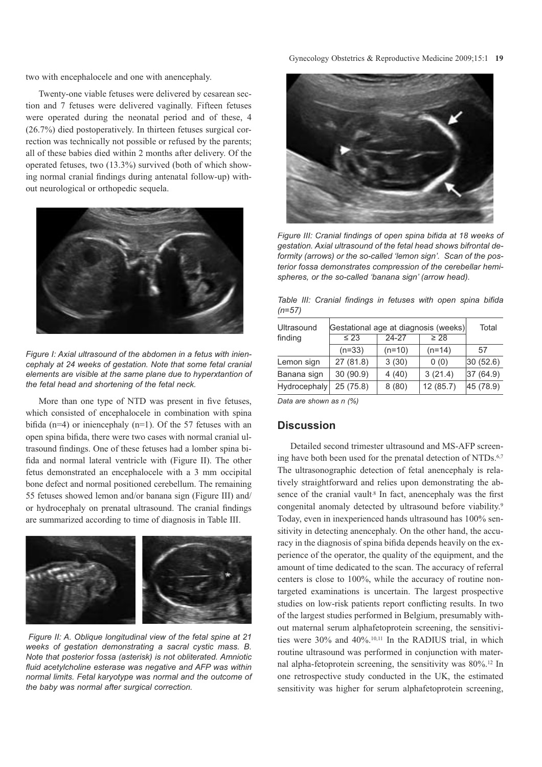two with encephalocele and one with anencephaly.

Twenty-one viable fetuses were delivered by cesarean section and 7 fetuses were delivered vaginally. Fifteen fetuses were operated during the neonatal period and of these, 4 (26.7%) died postoperatively. In thirteen fetuses surgical correction was technically not possible or refused by the parents; all of these babies died within 2 months after delivery. Of the operated fetuses, two (13.3%) survived (both of which showing normal cranial findings during antenatal follow-up) without neurological or orthopedic sequela.

*Figure I: Axial ultrasound of the abdomen in a fetus with iniencephaly at 24 weeks of gestation. Note that some fetal cranial elements are visible at the same plane due to hyperxtantion of the fetal head and shortening of the fetal neck.*

More than one type of NTD was present in five fetuses, which consisted of encephalocele in combination with spina bifida (n=4) or iniencephaly (n=1). Of the 57 fetuses with an open spina bifida, there were two cases with normal cranial ultrasound findings. One of these fetuses had a lomber spina bifida and normal lateral ventricle with (Figure II). The other fetus demonstrated an encephalocele with a 3 mm occipital bone defect and normal positioned cerebellum. The remaining 55 fetuses showed lemon and/or banana sign (Figure III) and/or hydrocephaly on prenatal ultrasound. The cranial findings are summarized according to time of diagnosis in Table III.

*Figure II: A. Oblique longitudinal view of the fetal spine at 21 weeks of gestation demonstrating a sacral cystic mass. B. Note that posterior fossa (asterisk) is not obliterated. Amniotic fluid acetylcholine esterase was negative and AFP was within normal limits. Fetal karyotype was normal and the outcome of the baby was normal after surgical correction.*

*Figure III: Cranial findings of open spina bifida at 18 weeks of gestation. Axial ultrasound of the fetal head shows bifrontal deformity (arrows) or the so-called 'lemon sign'. Scan of the posterior fossa demonstrates compression of the cerebellar hemispheres, or the so-called 'banana sign' (arrow head).*

*Table III: Cranial findings in fetuses with open spina bifida (n=57)*

| Ultrasound finding | Gestational age at diagnosis (weeks) | | | Total |
|---|---|---|---|---|
| | ≤ 23 | 24-27 | ≥ 28 | |
| | (n=33) | (n=10) | (n=14) | 57 |
| Lemon sign | 27 (81.8) | 3 (30) | 0 (0) | 30 (52.6) |
| Banana sign | 30 (90.9) | 4 (40) | 3 (21.4) | 37 (64.9) |
| Hydrocephaly | 25 (75.8) | 8 (80) | 12 (85.7) | 45 (78.9) |

*Data are shown as n (%)*

## Discussion

Detailed second trimester ultrasound and MS-AFP screening have both been used for the prenatal detection of NTDs.[6,7] The ultrasonographic detection of fetal anencephaly is relatively straightforward and relies upon demonstrating the absence of the cranial vault.[8] In fact, anencephaly was the first congenital anomaly detected by ultrasound before viability.[9] Today, even in inexperienced hands ultrasound has 100% sensitivity in detecting anencephaly. On the other hand, the accuracy in the diagnosis of spina bifida depends heavily on the experience of the operator, the quality of the equipment, and the amount of time dedicated to the scan. The accuracy of referral centers is close to 100%, while the accuracy of routine nontargeted examinations is uncertain. The largest prospective studies on low-risk patients report conflicting results. In two of the largest studies performed in Belgium, presumably without maternal serum alphafetoprotein screening, the sensitivities were 30% and 40%.[10,11] In the RADIUS trial, in which routine ultrasound was performed in conjunction with maternal alpha-fetoprotein screening, the sensitivity was 80%.[12] In one retrospective study conducted in the UK, the estimated sensitivity was higher for serum alphafetoprotein screening,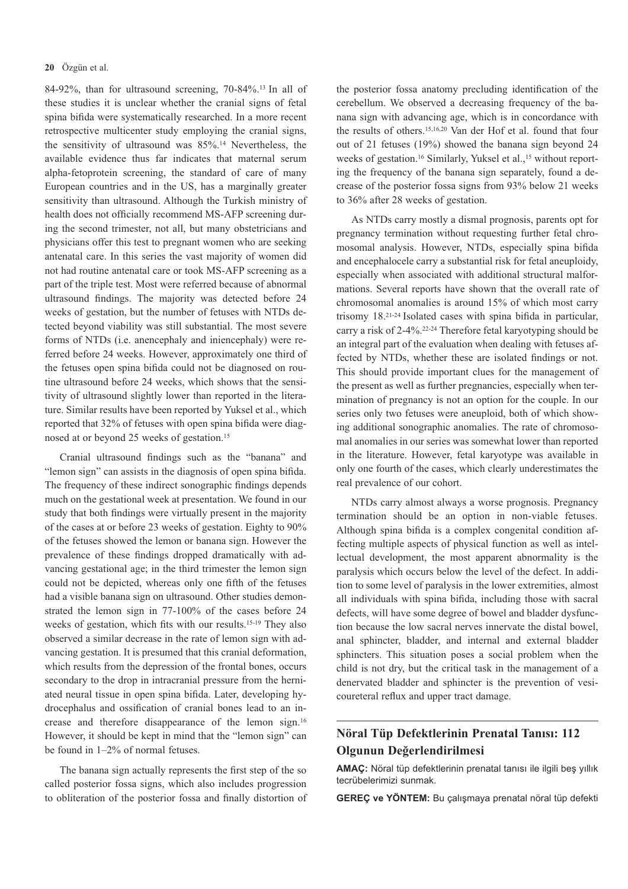84-92%, than for ultrasound screening, 70-84%.[13] In all of these studies it is unclear whether the cranial signs of fetal spina bifida were systematically researched. In a more recent retrospective multicenter study employing the cranial signs, the sensitivity of ultrasound was 85%.[14] Nevertheless, the available evidence thus far indicates that maternal serum alpha-fetoprotein screening, the standard of care of many European countries and in the US, has a marginally greater sensitivity than ultrasound. Although the Turkish ministry of health does not officially recommend MS-AFP screening during the second trimester, not all, but many obstetricians and physicians offer this test to pregnant women who are seeking antenatal care. In this series the vast majority of women did not had routine antenatal care or took MS-AFP screening as a part of the triple test. Most were referred because of abnormal ultrasound findings. The majority was detected before 24 weeks of gestation, but the number of fetuses with NTDs detected beyond viability was still substantial. The most severe forms of NTDs (i.e. anencephaly and iniencephaly) were referred before 24 weeks. However, approximately one third of the fetuses open spina bifida could not be diagnosed on routine ultrasound before 24 weeks, which shows that the sensitivity of ultrasound slightly lower than reported in the literature. Similar results have been reported by Yuksel et al., which reported that 32% of fetuses with open spina bifida were diagnosed at or beyond 25 weeks of gestation.[15]

Cranial ultrasound findings such as the "banana" and "lemon sign" can assists in the diagnosis of open spina bifida. The frequency of these indirect sonographic findings depends much on the gestational week at presentation. We found in our study that both findings were virtually present in the majority of the cases at or before 23 weeks of gestation. Eighty to 90% of the fetuses showed the lemon or banana sign. However the prevalence of these findings dropped dramatically with advancing gestational age; in the third trimester the lemon sign could not be depicted, whereas only one fifth of the fetuses had a visible banana sign on ultrasound. Other studies demonstrated the lemon sign in 77-100% of the cases before 24 weeks of gestation, which fits with our results.[15-19] They also observed a similar decrease in the rate of lemon sign with advancing gestation. It is presumed that this cranial deformation, which results from the depression of the frontal bones, occurs secondary to the drop in intracranial pressure from the herniated neural tissue in open spina bifida. Later, developing hydrocephalus and ossification of cranial bones lead to an increase and therefore disappearance of the lemon sign.[16] However, it should be kept in mind that the "lemon sign" can be found in 1–2% of normal fetuses.

The banana sign actually represents the first step of the so called posterior fossa signs, which also includes progression to obliteration of the posterior fossa and finally distortion of the posterior fossa anatomy precluding identification of the cerebellum. We observed a decreasing frequency of the banana sign with advancing age, which is in concordance with the results of others.[15,16,20] Van der Hof et al. found that four out of 21 fetuses (19%) showed the banana sign beyond 24 weeks of gestation.[16] Similarly, Yuksel et al.,[15] without reporting the frequency of the banana sign separately, found a decrease of the posterior fossa signs from 93% below 21 weeks to 36% after 28 weeks of gestation.

As NTDs carry mostly a dismal prognosis, parents opt for pregnancy termination without requesting further fetal chromosomal analysis. However, NTDs, especially spina bifida and encephalocele carry a substantial risk for fetal aneuploidy, especially when associated with additional structural malformations. Several reports have shown that the overall rate of chromosomal anomalies is around 15% of which most carry trisomy 18.[21-24] Isolated cases with spina bifida in particular, carry a risk of 2-4%.[22-24] Therefore fetal karyotyping should be an integral part of the evaluation when dealing with fetuses affected by NTDs, whether these are isolated findings or not. This should provide important clues for the management of the present as well as further pregnancies, especially when termination of pregnancy is not an option for the couple. In our series only two fetuses were aneuploid, both of which showing additional sonographic anomalies. The rate of chromosomal anomalies in our series was somewhat lower than reported in the literature. However, fetal karyotype was available in only one fourth of the cases, which clearly underestimates the real prevalence of our cohort.

NTDs carry almost always a worse prognosis. Pregnancy termination should be an option in non-viable fetuses. Although spina bifida is a complex congenital condition affecting multiple aspects of physical function as well as intellectual development, the most apparent abnormality is the paralysis which occurs below the level of the defect. In addition to some level of paralysis in the lower extremities, almost all individuals with spina bifida, including those with sacral defects, will have some degree of bowel and bladder dysfunction because the low sacral nerves innervate the distal bowel, anal sphincter, bladder, and internal and external bladder sphincters. This situation poses a social problem when the child is not dry, but the critical task in the management of a denervated bladder and sphincter is the prevention of vesicoureteral reflux and upper tract damage.

## Nöral Tüp Defektlerinin Prenatal Tanısı: 112 Olgunun Değerlendirilmesi

**AMAÇ:** Nöral tüp defektlerinin prenatal tanısı ile ilgili beş yıllık tecrübelerimizi sunmak.

**GEREÇ ve YÖNTEM:** Bu çalışmaya prenatal nöral tüp defekti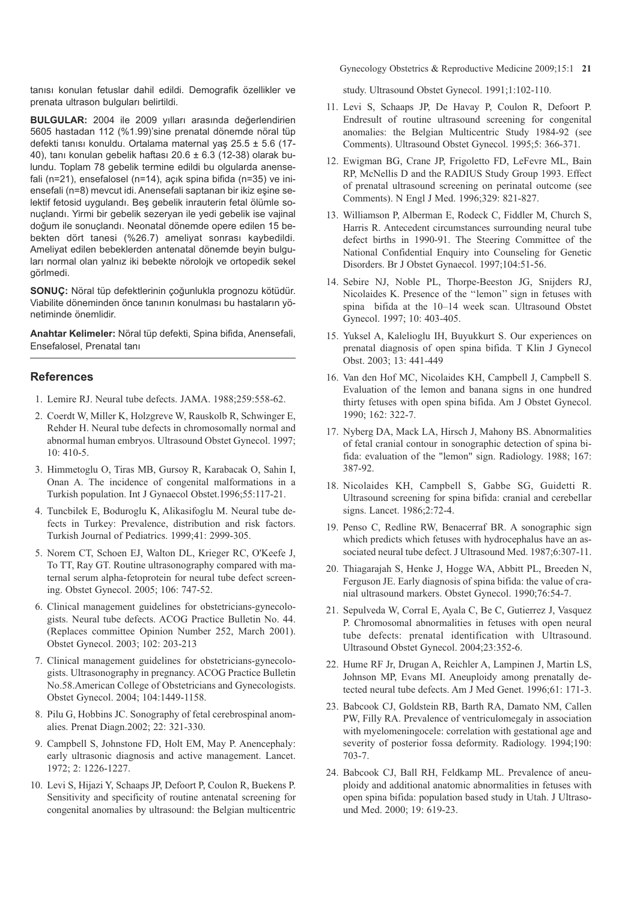tanısı konulan fetuslar dahil edildi. Demografik özellikler ve prenata ultrason bulguları belirtildi.

**BULGULAR:** 2004 ile 2009 yılları arasında değerlendirien 5605 hastadan 112 (%1.99)'sine prenatal dönemde nöral tüp defekti tanısı konuldu. Ortalama maternal yaş 25.5 ± 5.6 (17-40), tanı konulan gebelik haftası 20.6 ± 6.3 (12-38) olarak bulundu. Toplam 78 gebelik termine edildi bu olgularda anensefali (n=21), ensefalosel (n=14), açık spina bifida (n=35) ve iniensefali (n=8) mevcut idi. Anensefali saptanan bir ikiz eşine selektif fetosid uygulandı. Beş gebelik inrauterin fetal ölümle sonuçlandı. Yirmi bir gebelik sezeryan ile yedi gebelik ise vajinal doğum ile sonuçlandı. Neonatal dönemde opere edilen 15 bebekten dört tanesi (%26.7) ameliyat sonrası kaybedildi. Ameliyat edilen bebeklerden antenatal dönemde beyin bulguları normal olan yalnız iki bebekte nörolojk ve ortopedik sekel görlmedi.

**SONUÇ:** Nöral tüp defektlerinin çoğunlukla prognozu kötüdür. Viabilite döneminden önce tanının konulması bu hastaların yönetiminde önemlidir.

**Anahtar Kelimeler:** Nöral tüp defekti, Spina bifida, Anensefali, Ensefalosel, Prenatal tanı

## References

1. Lemire RJ. Neural tube defects. JAMA. 1988;259:558-62.
2. Coerdt W, Miller K, Holzgreve W, Rauskolb R, Schwinger E, Rehder H. Neural tube defects in chromosomally normal and abnormal human embryos. Ultrasound Obstet Gynecol. 1997; 10: 410-5.
3. Himmetoglu O, Tiras MB, Gursoy R, Karabacak O, Sahin I, Onan A. The incidence of congenital malformations in a Turkish population. Int J Gynaecol Obstet.1996;55:117-21.
4. Tuncbilek E, Boduroglu K, Alikasifoglu M. Neural tube defects in Turkey: Prevalence, distribution and risk factors. Turkish Journal of Pediatrics. 1999;41: 2999-305.
5. Norem CT, Schoen EJ, Walton DL, Krieger RC, O'Keefe J, To TT, Ray GT. Routine ultrasonography compared with maternal serum alpha-fetoprotein for neural tube defect screening. Obstet Gynecol. 2005; 106: 747-52.
6. Clinical management guidelines for obstetricians-gynecologists. Neural tube defects. ACOG Practice Bulletin No. 44. (Replaces committee Opinion Number 252, March 2001). Obstet Gynecol. 2003; 102: 203-213
7. Clinical management guidelines for obstetricians-gynecologists. Ultrasonography in pregnancy. ACOG Practice Bulletin No.58.American College of Obstetricians and Gynecologists. Obstet Gynecol. 2004; 104:1449-1158.
8. Pilu G, Hobbins JC. Sonography of fetal cerebrospinal anomalies. Prenat Diagn.2002; 22: 321-330.
9. Campbell S, Johnstone FD, Holt EM, May P. Anencephaly: early ultrasonic diagnosis and active management. Lancet. 1972; 2: 1226-1227.
10. Levi S, Hijazi Y, Schaaps JP, Defoort P, Coulon R, Buekens P. Sensitivity and specificity of routine antenatal screening for congenital anomalies by ultrasound: the Belgian multicentric study. Ultrasound Obstet Gynecol. 1991;1:102-110.
11. Levi S, Schaaps JP, De Havay P, Coulon R, Defoort P. Endresult of routine ultrasound screening for congenital anomalies: the Belgian Multicentric Study 1984-92 (see Comments). Ultrasound Obstet Gynecol. 1995;5: 366-371.
12. Ewigman BG, Crane JP, Frigoletto FD, LeFevre ML, Bain RP, McNellis D and the RADIUS Study Group 1993. Effect of prenatal ultrasound screening on perinatal outcome (see Comments). N Engl J Med. 1996;329: 821-827.
13. Williamson P, Alberman E, Rodeck C, Fiddler M, Church S, Harris R. Antecedent circumstances surrounding neural tube defect births in 1990-91. The Steering Committee of the National Confidential Enquiry into Counseling for Genetic Disorders. Br J Obstet Gynaecol. 1997;104:51-56.
14. Sebire NJ, Noble PL, Thorpe-Beeston JG, Snijders RJ, Nicolaides K. Presence of the ''lemon'' sign in fetuses with spina bifida at the 10–14 week scan. Ultrasound Obstet Gynecol. 1997; 10: 403-405.
15. Yuksel A, Kalelioglu IH, Buyukkurt S. Our experiences on prenatal diagnosis of open spina bifida. T Klin J Gynecol Obst. 2003; 13: 441-449
16. Van den Hof MC, Nicolaides KH, Campbell J, Campbell S. Evaluation of the lemon and banana signs in one hundred thirty fetuses with open spina bifida. Am J Obstet Gynecol. 1990; 162: 322-7.
17. Nyberg DA, Mack LA, Hirsch J, Mahony BS. Abnormalities of fetal cranial contour in sonographic detection of spina bifida: evaluation of the "lemon" sign. Radiology. 1988; 167: 387-92.
18. Nicolaides KH, Campbell S, Gabbe SG, Guidetti R. Ultrasound screening for spina bifida: cranial and cerebellar signs. Lancet. 1986;2:72-4.
19. Penso C, Redline RW, Benacerraf BR. A sonographic sign which predicts which fetuses with hydrocephalus have an associated neural tube defect. J Ultrasound Med. 1987;6:307-11.
20. Thiagarajah S, Henke J, Hogge WA, Abbitt PL, Breeden N, Ferguson JE. Early diagnosis of spina bifida: the value of cranial ultrasound markers. Obstet Gynecol. 1990;76:54-7.
21. Sepulveda W, Corral E, Ayala C, Be C, Gutierrez J, Vasquez P. Chromosomal abnormalities in fetuses with open neural tube defects: prenatal identification with Ultrasound. Ultrasound Obstet Gynecol. 2004;23:352-6.
22. Hume RF Jr, Drugan A, Reichler A, Lampinen J, Martin LS, Johnson MP, Evans MI. Aneuploidy among prenatally detected neural tube defects. Am J Med Genet. 1996;61: 171-3.
23. Babcook CJ, Goldstein RB, Barth RA, Damato NM, Callen PW, Filly RA. Prevalence of ventriculomegaly in association with myelomeningocele: correlation with gestational age and severity of posterior fossa deformity. Radiology. 1994;190: 703-7.
24. Babcook CJ, Ball RH, Feldkamp ML. Prevalence of aneuploidy and additional anatomic abnormalities in fetuses with open spina bifida: population based study in Utah. J Ultrasound Med. 2000; 19: 619-23.